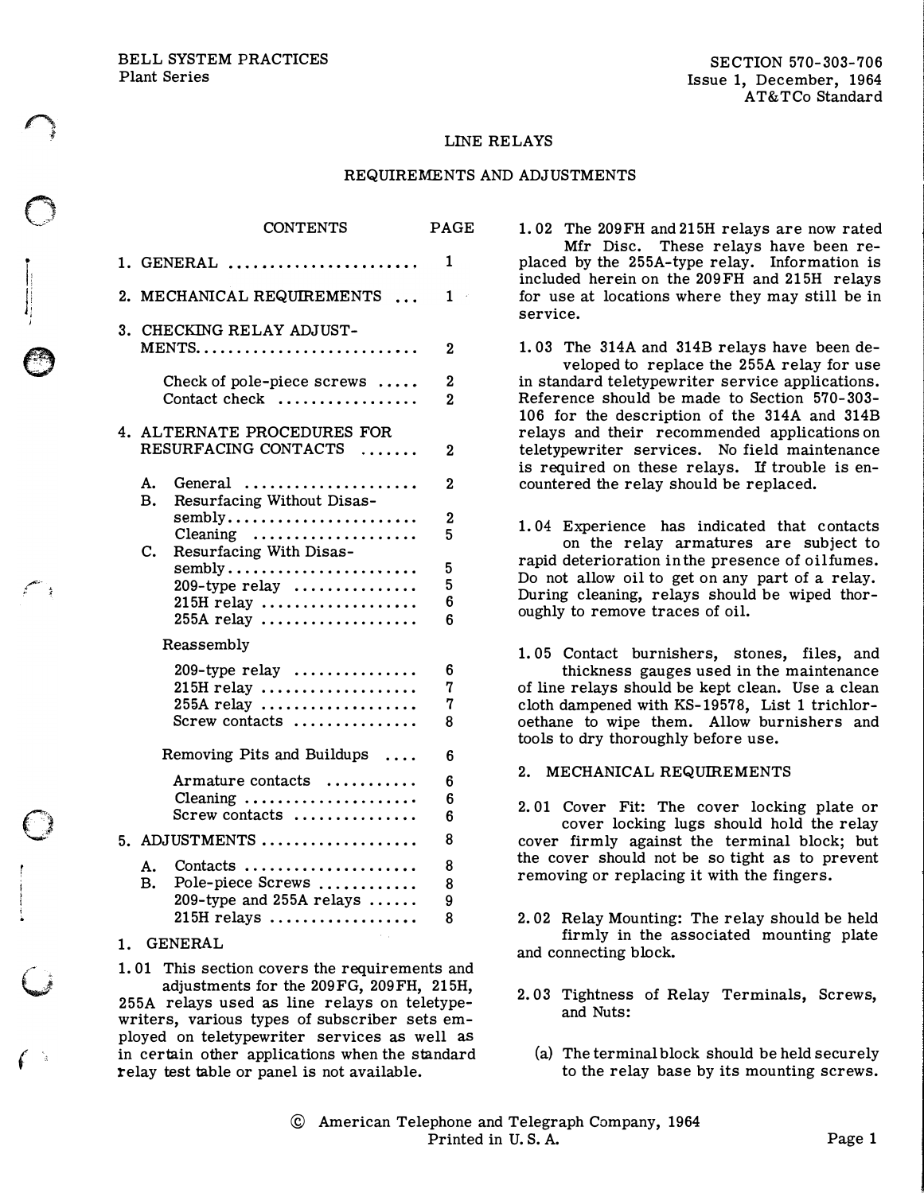BELL SYSTEM PRACTICES
Plant Series

SECTION 570-303-706
Issue 1, December, 1964
AT&TCo Standard

# LINE RELAYS

## REQUIREMENTS AND ADJUSTMENTS

| CONTENTS | PAGE |
|---|---|
| 1. GENERAL | 1 |
| 2. MECHANICAL REQUIREMENTS | 1 |
| 3. CHECKING RELAY ADJUSTMENTS | 2 |
| Check of pole-piece screws | 2 |
| Contact check | 2 |
| 4. ALTERNATE PROCEDURES FOR RESURFACING CONTACTS | 2 |
| A. General | 2 |
| B. Resurfacing Without Disassembly | 2 |
| Cleaning | 5 |
| C. Resurfacing With Disassembly | 5 |
| 209-type relay | 5 |
| 215H relay | 6 |
| 255A relay | 6 |
| Reassembly | |
| 209-type relay | 6 |
| 215H relay | 7 |
| 255A relay | 7 |
| Screw contacts | 8 |
| Removing Pits and Buildups | 6 |
| Armature contacts | 6 |
| Cleaning | 6 |
| Screw contacts | 6 |
| 5. ADJUSTMENTS | 8 |
| A. Contacts | 8 |
| B. Pole-piece Screws | 8 |
| 209-type and 255A relays | 9 |
| 215H relays | 8 |

## 1. GENERAL

1.01 This section covers the requirements and adjustments for the 209FG, 209FH, 215H, 255A relays used as line relays on teletypewriters, various types of subscriber sets employed on teletypewriter services as well as in certain other applications when the standard relay test table or panel is not available.

1.02 The 209FH and 215H relays are now rated Mfr Disc. These relays have been replaced by the 255A-type relay. Information is included herein on the 209FH and 215H relays for use at locations where they may still be in service.

1.03 The 314A and 314B relays have been developed to replace the 255A relay for use in standard teletypewriter service applications. Reference should be made to Section 570-303-106 for the description of the 314A and 314B relays and their recommended applications on teletypewriter services. No field maintenance is required on these relays. If trouble is encountered the relay should be replaced.

1.04 Experience has indicated that contacts on the relay armatures are subject to rapid deterioration in the presence of oil fumes. Do not allow oil to get on any part of a relay. During cleaning, relays should be wiped thoroughly to remove traces of oil.

1.05 Contact burnishers, stones, files, and thickness gauges used in the maintenance of line relays should be kept clean. Use a clean cloth dampened with KS-19578, List 1 trichloroethane to wipe them. Allow burnishers and tools to dry thoroughly before use.

## 2. MECHANICAL REQUIREMENTS

2.01 Cover Fit: The cover locking plate or cover locking lugs should hold the relay cover firmly against the terminal block; but the cover should not be so tight as to prevent removing or replacing it with the fingers.

2.02 Relay Mounting: The relay should be held firmly in the associated mounting plate and connecting block.

2.03 Tightness of Relay Terminals, Screws, and Nuts:

(a) The terminal block should be held securely to the relay base by its mounting screws.

© American Telephone and Telegraph Company, 1964
Printed in U. S. A.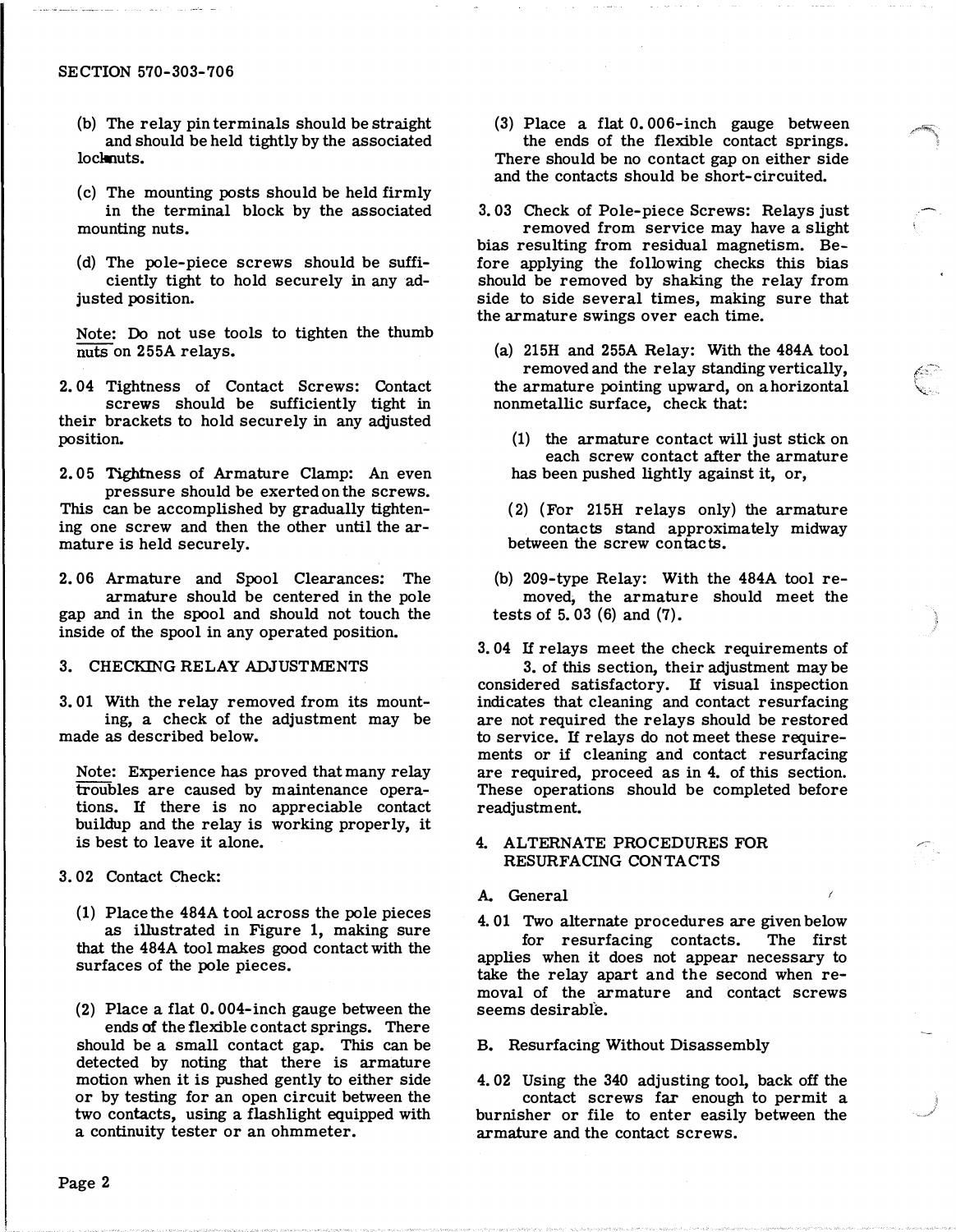(b) The relay pin terminals should be straight and should be held tightly by the associated locknuts.

(c) The mounting posts should be held firmly in the terminal block by the associated mounting nuts.

(d) The pole-piece screws should be sufficiently tight to hold securely in any adjusted position.

Note: Do not use tools to tighten the thumb nuts on 255A relays.

2.04 Tightness of Contact Screws: Contact screws should be sufficiently tight in their brackets to hold securely in any adjusted position.

2.05 Tightness of Armature Clamp: An even pressure should be exerted on the screws. This can be accomplished by gradually tightening one screw and then the other until the armature is held securely.

2.06 Armature and Spool Clearances: The armature should be centered in the pole gap and in the spool and should not touch the inside of the spool in any operated position.

## 3. CHECKING RELAY ADJUSTMENTS

3.01 With the relay removed from its mounting, a check of the adjustment may be made as described below.

Note: Experience has proved that many relay troubles are caused by maintenance operations. If there is no appreciable contact buildup and the relay is working properly, it is best to leave it alone.

3.02 Contact Check:

(1) Place the 484A tool across the pole pieces as illustrated in Figure 1, making sure that the 484A tool makes good contact with the surfaces of the pole pieces.

(2) Place a flat 0.004-inch gauge between the ends of the flexible contact springs. There should be a small contact gap. This can be detected by noting that there is armature motion when it is pushed gently to either side or by testing for an open circuit between the two contacts, using a flashlight equipped with a continuity tester or an ohmmeter.

(3) Place a flat 0.006-inch gauge between the ends of the flexible contact springs. There should be no contact gap on either side and the contacts should be short-circuited.

3.03 Check of Pole-piece Screws: Relays just removed from service may have a slight bias resulting from residual magnetism. Before applying the following checks this bias should be removed by shaking the relay from side to side several times, making sure that the armature swings over each time.

(a) 215H and 255A Relay: With the 484A tool removed and the relay standing vertically, the armature pointing upward, on a horizontal nonmetallic surface, check that:

(1) the armature contact will just stick on each screw contact after the armature has been pushed lightly against it, or,

(2) (For 215H relays only) the armature contacts stand approximately midway between the screw contacts.

(b) 209-type Relay: With the 484A tool removed, the armature should meet the tests of 5.03 (6) and (7).

3.04 If relays meet the check requirements of 3. of this section, their adjustment may be considered satisfactory. If visual inspection indicates that cleaning and contact resurfacing are not required the relays should be restored to service. If relays do not meet these requirements or if cleaning and contact resurfacing are required, proceed as in 4. of this section. These operations should be completed before readjustment.

## 4. ALTERNATE PROCEDURES FOR RESURFACING CONTACTS

### A. General

4.01 Two alternate procedures are given below for resurfacing contacts. The first applies when it does not appear necessary to take the relay apart and the second when removal of the armature and contact screws seems desirable.

### B. Resurfacing Without Disassembly

4.02 Using the 340 adjusting tool, back off the contact screws far enough to permit a burnisher or file to enter easily between the armature and the contact screws.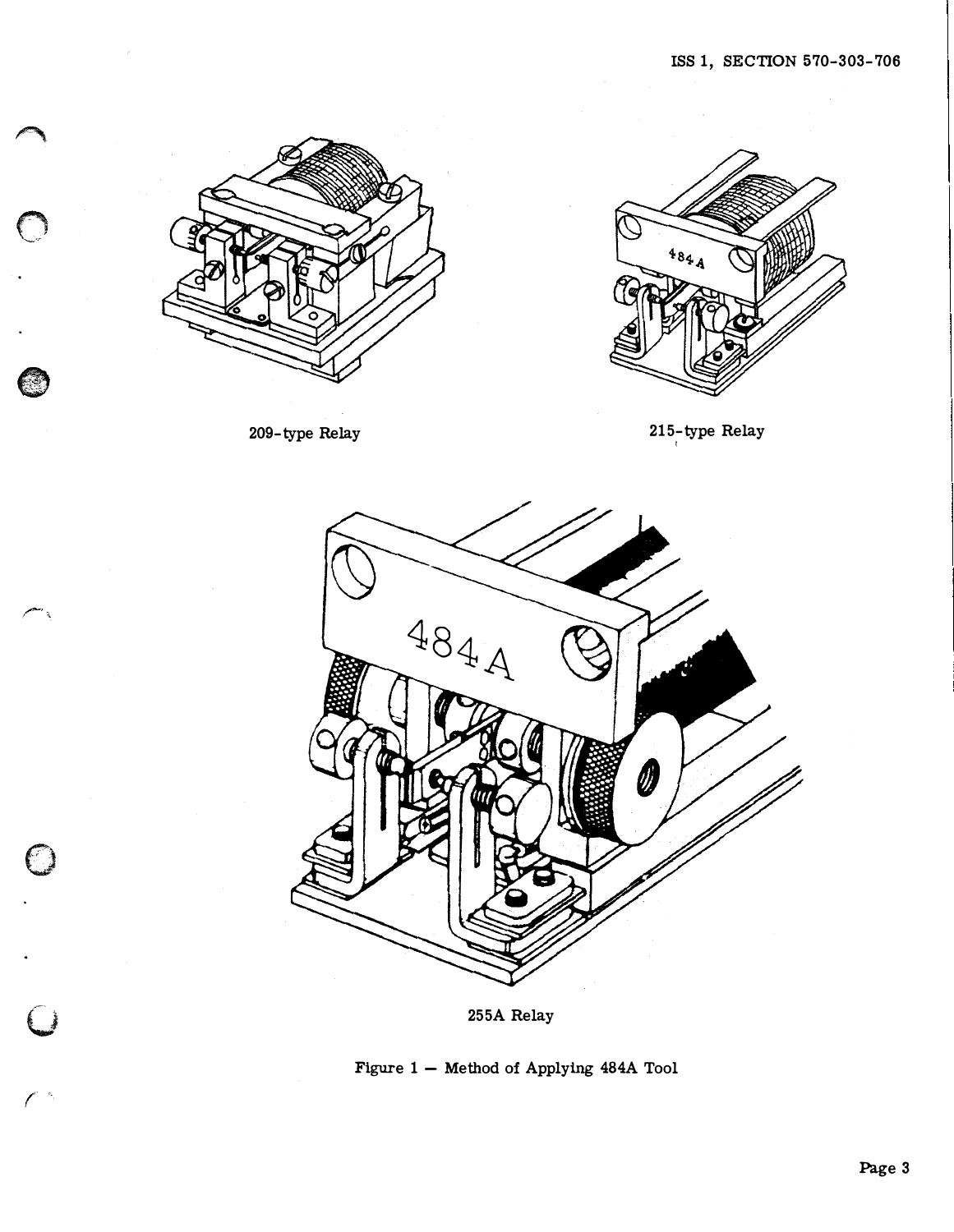209-type Relay

215-type Relay

255A Relay

Figure 1 — Method of Applying 484A Tool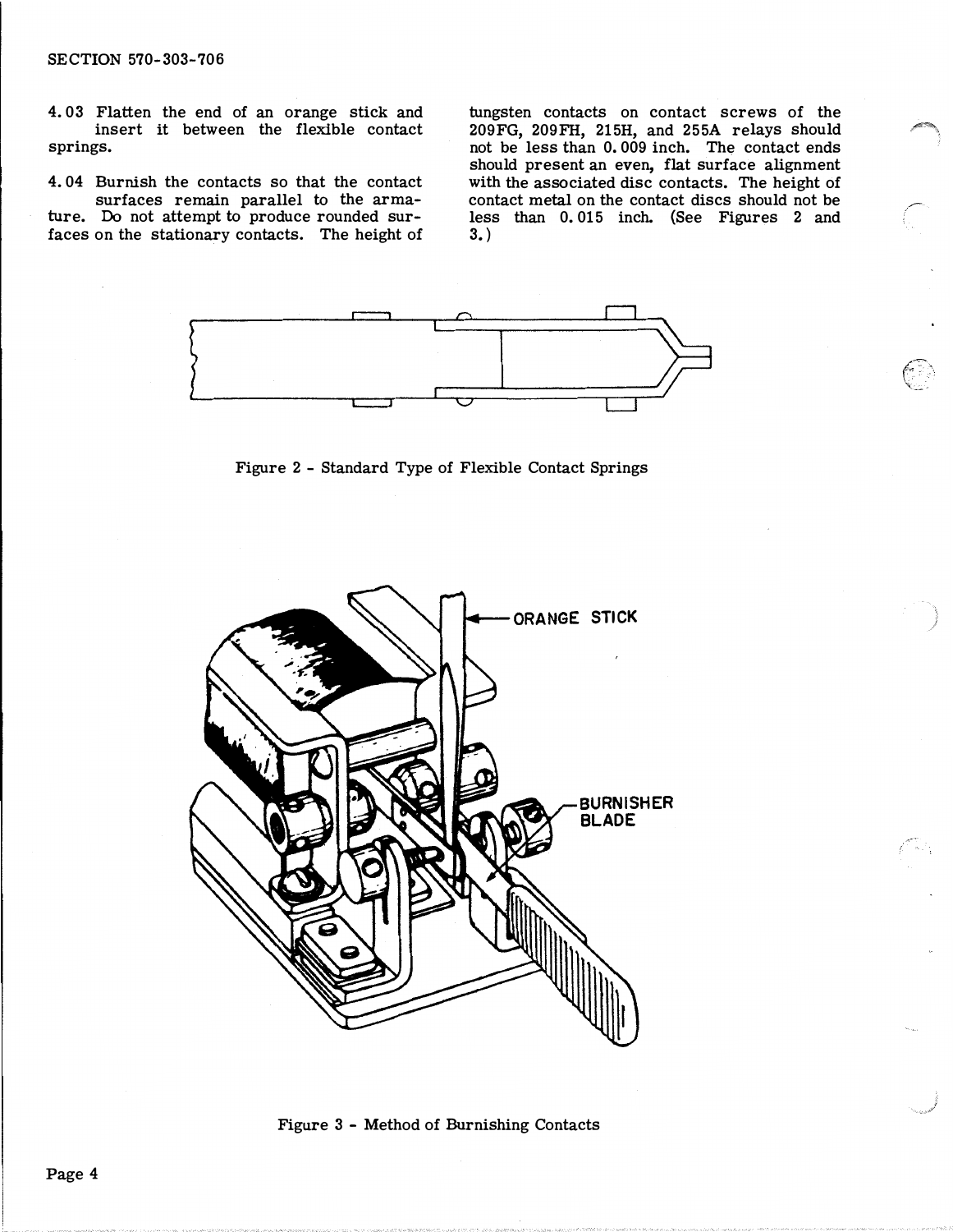4.03 Flatten the end of an orange stick and insert it between the flexible contact springs.

4.04 Burnish the contacts so that the contact surfaces remain parallel to the armature. Do not attempt to produce rounded surfaces on the stationary contacts. The height of tungsten contacts on contact screws of the 209FG, 209FH, 215H, and 255A relays should not be less than 0.009 inch. The contact ends should present an even, flat surface alignment with the associated disc contacts. The height of contact metal on the contact discs should not be less than 0.015 inch. (See Figures 2 and 3.)

Figure 2 - Standard Type of Flexible Contact Springs

Figure 3 - Method of Burnishing Contacts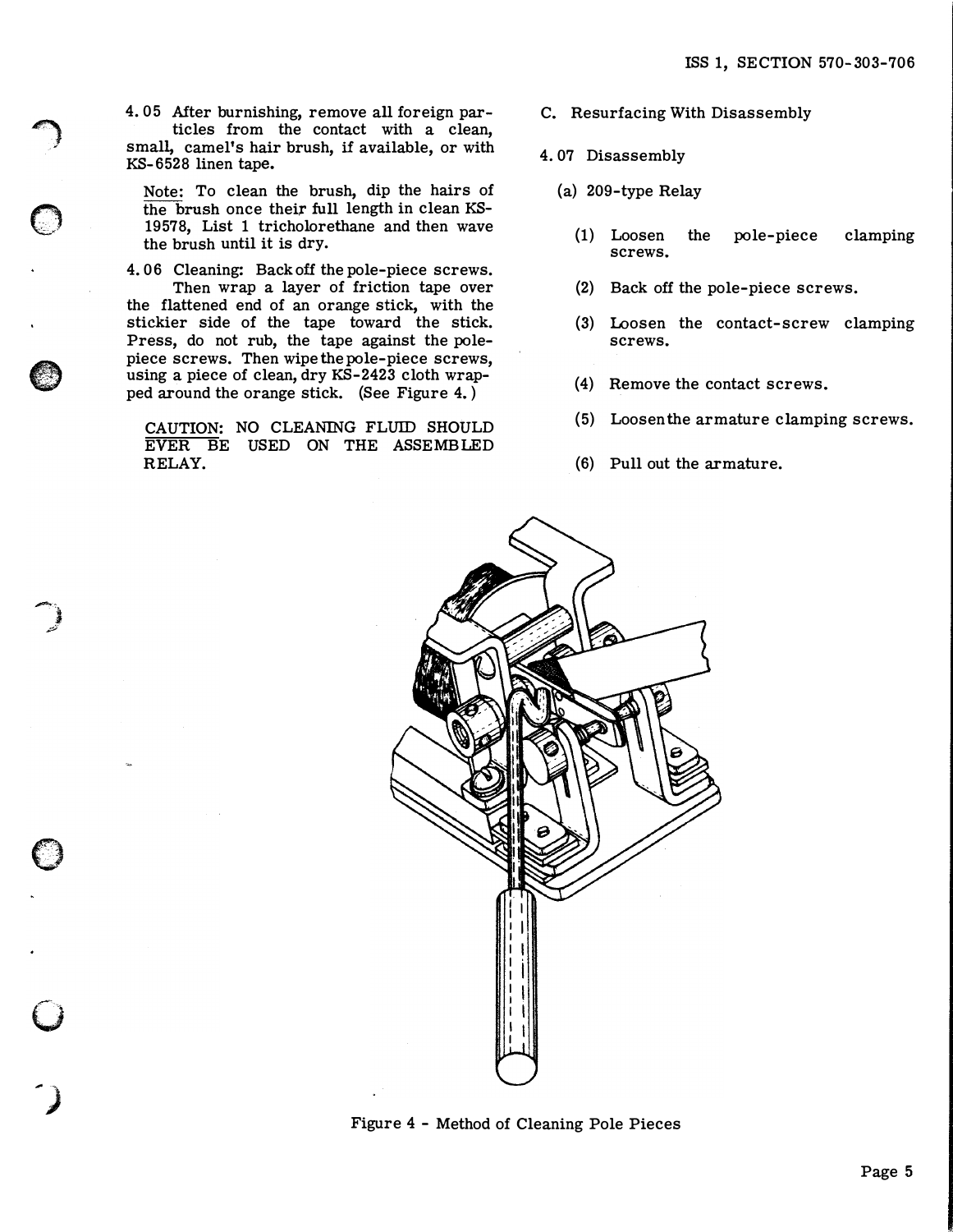4.05 After burnishing, remove all foreign particles from the contact with a clean, small, camel's hair brush, if available, or with KS-6528 linen tape.

Note: To clean the brush, dip the hairs of the brush once their full length in clean KS-19578, List 1 tricholorethane and then wave the brush until it is dry.

4.06 Cleaning: Back off the pole-piece screws. Then wrap a layer of friction tape over the flattened end of an orange stick, with the stickier side of the tape toward the stick. Press, do not rub, the tape against the pole-piece screws. Then wipe the pole-piece screws, using a piece of clean, dry KS-2423 cloth wrapped around the orange stick. (See Figure 4.)

CAUTION: NO CLEANING FLUID SHOULD EVER BE USED ON THE ASSEMBLED RELAY.

C. Resurfacing With Disassembly

4.07 Disassembly

(a) 209-type Relay

(1) Loosen the pole-piece clamping screws.

(2) Back off the pole-piece screws.

(3) Loosen the contact-screw clamping screws.

(4) Remove the contact screws.

(5) Loosen the armature clamping screws.

(6) Pull out the armature.

Figure 4 - Method of Cleaning Pole Pieces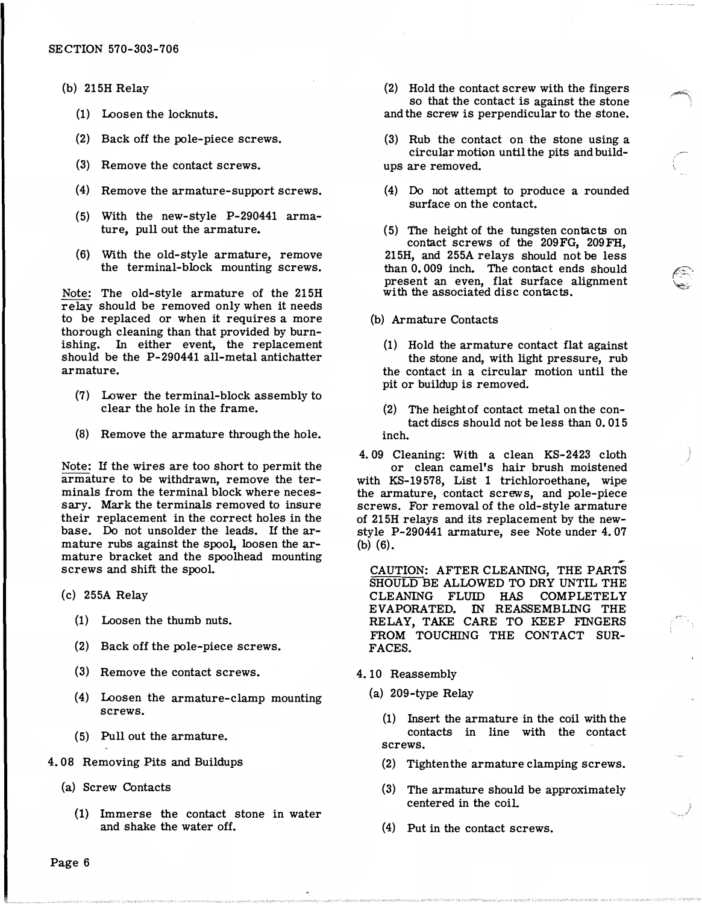(b) 215H Relay

(1) Loosen the locknuts.

(2) Back off the pole-piece screws.

(3) Remove the contact screws.

(4) Remove the armature-support screws.

(5) With the new-style P-290441 armature, pull out the armature.

(6) With the old-style armature, remove the terminal-block mounting screws.

Note: The old-style armature of the 215H relay should be removed only when it needs to be replaced or when it requires a more thorough cleaning than that provided by burnishing. In either event, the replacement should be the P-290441 all-metal antichatter armature.

(7) Lower the terminal-block assembly to clear the hole in the frame.

(8) Remove the armature through the hole.

Note: If the wires are too short to permit the armature to be withdrawn, remove the terminals from the terminal block where necessary. Mark the terminals removed to insure their replacement in the correct holes in the base. Do not unsolder the leads. If the armature rubs against the spool, loosen the armature bracket and the spoolhead mounting screws and shift the spool.

(c) 255A Relay

(1) Loosen the thumb nuts.

(2) Back off the pole-piece screws.

(3) Remove the contact screws.

(4) Loosen the armature-clamp mounting screws.

(5) Pull out the armature.

4.08 Removing Pits and Buildups

(a) Screw Contacts

(1) Immerse the contact stone in water and shake the water off.

(2) Hold the contact screw with the fingers so that the contact is against the stone and the screw is perpendicular to the stone.

(3) Rub the contact on the stone using a circular motion until the pits and buildups are removed.

(4) Do not attempt to produce a rounded surface on the contact.

(5) The height of the tungsten contacts on contact screws of the 209FG, 209FH, 215H, and 255A relays should not be less than 0.009 inch. The contact ends should present an even, flat surface alignment with the associated disc contacts.

(b) Armature Contacts

(1) Hold the armature contact flat against the stone and, with light pressure, rub the contact in a circular motion until the pit or buildup is removed.

(2) The height of contact metal on the contact discs should not be less than 0.015 inch.

4.09 Cleaning: With a clean KS-2423 cloth or clean camel's hair brush moistened with KS-19578, List 1 trichloroethane, wipe the armature, contact screws, and pole-piece screws. For removal of the old-style armature of 215H relays and its replacement by the new-style P-290441 armature, see Note under 4.07 (b) (6).

CAUTION: AFTER CLEANING, THE PARTS SHOULD BE ALLOWED TO DRY UNTIL THE CLEANING FLUID HAS COMPLETELY EVAPORATED. IN REASSEMBLING THE RELAY, TAKE CARE TO KEEP FINGERS FROM TOUCHING THE CONTACT SURFACES.

4.10 Reassembly

(a) 209-type Relay

(1) Insert the armature in the coil with the contacts in line with the contact screws.

(2) Tighten the armature clamping screws.

(3) The armature should be approximately centered in the coil.

(4) Put in the contact screws.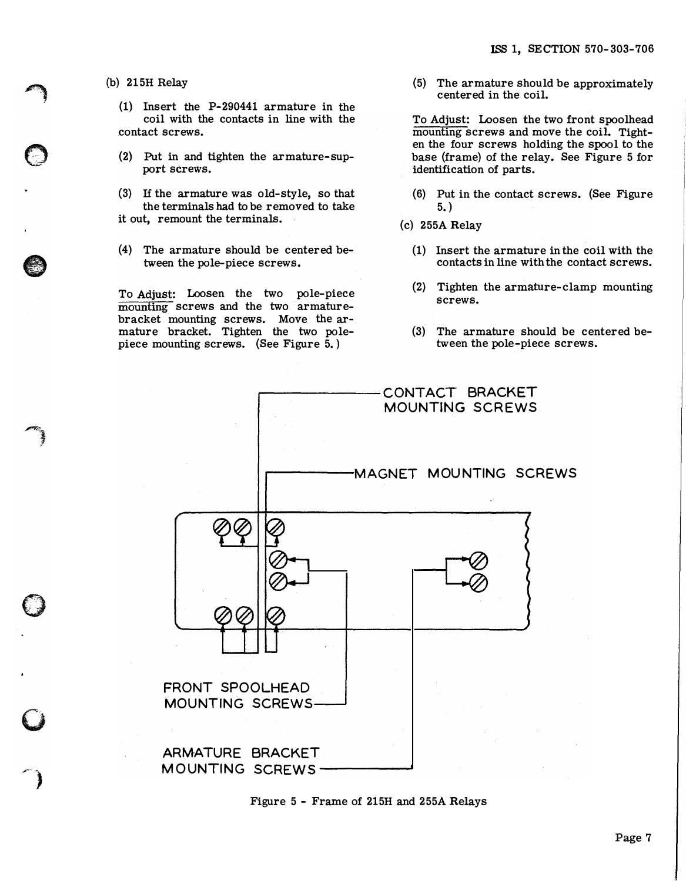(b) 215H Relay

(1) Insert the P-290441 armature in the coil with the contacts in line with the contact screws.

(2) Put in and tighten the armature-support screws.

(3) If the armature was old-style, so that the terminals had to be removed to take it out, remount the terminals.

(4) The armature should be centered between the pole-piece screws.

To Adjust: Loosen the two pole-piece mounting screws and the two armature-bracket mounting screws. Move the armature bracket. Tighten the two pole-piece mounting screws. (See Figure 5.)

(5) The armature should be approximately centered in the coil.

To Adjust: Loosen the two front spoolhead mounting screws and move the coil. Tighten the four screws holding the spool to the base (frame) of the relay. See Figure 5 for identification of parts.

(6) Put in the contact screws. (See Figure 5.)

(c) 255A Relay

(1) Insert the armature in the coil with the contacts in line with the contact screws.

(2) Tighten the armature-clamp mounting screws.

(3) The armature should be centered between the pole-piece screws.

CONTACT BRACKET MOUNTING SCREWS

MAGNET MOUNTING SCREWS

FRONT SPOOLHEAD MOUNTING SCREWS

ARMATURE BRACKET MOUNTING SCREWS

Figure 5 - Frame of 215H and 255A Relays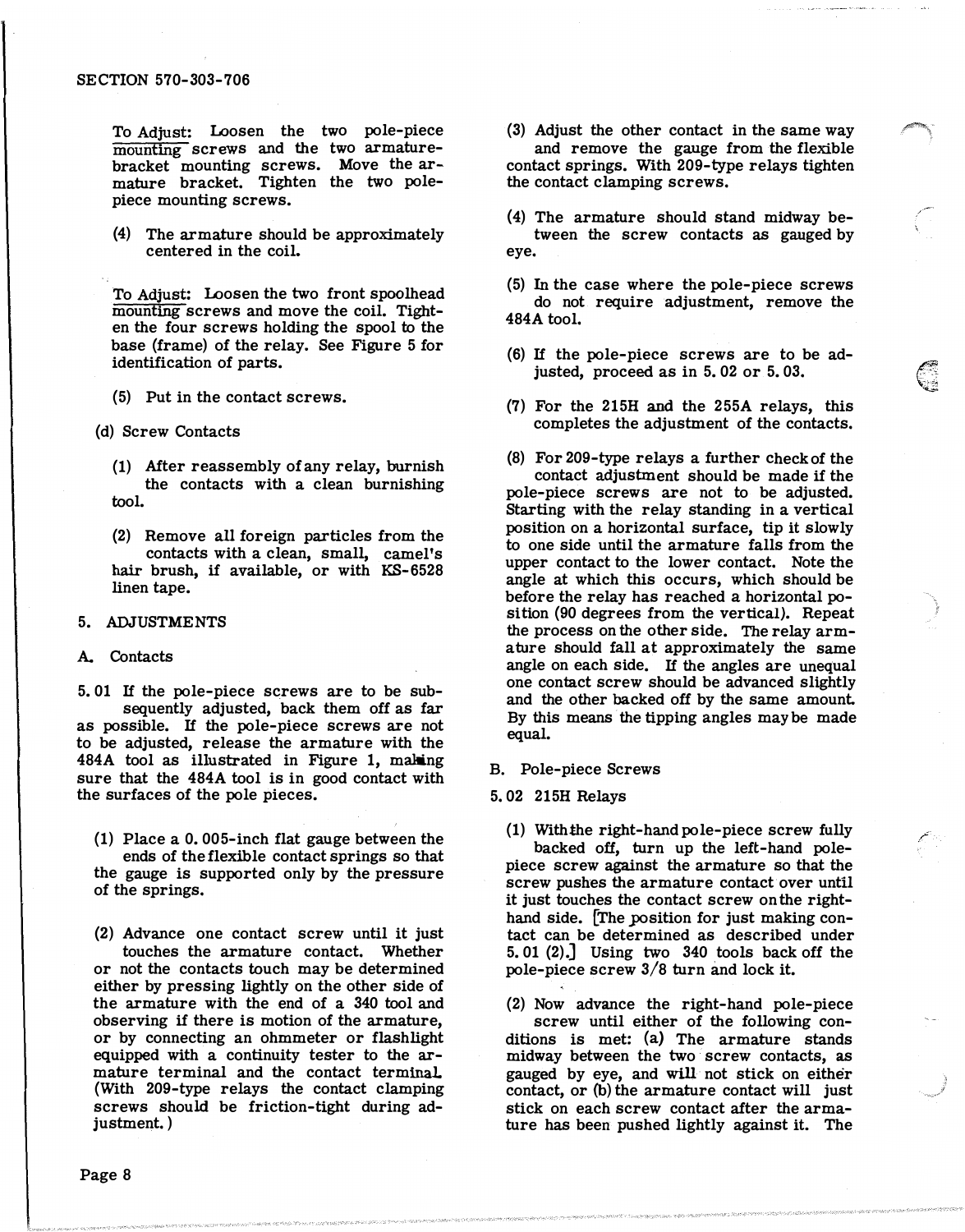To Adjust: Loosen the two pole-piece mounting screws and the two armature-bracket mounting screws. Move the armature bracket. Tighten the two pole-piece mounting screws.

(4) The armature should be approximately centered in the coil.

To Adjust: Loosen the two front spoolhead mounting screws and move the coil. Tighten the four screws holding the spool to the base (frame) of the relay. See Figure 5 for identification of parts.

(5) Put in the contact screws.

(d) Screw Contacts

(1) After reassembly of any relay, burnish the contacts with a clean burnishing tool.

(2) Remove all foreign particles from the contacts with a clean, small, camel's hair brush, if available, or with KS-6528 linen tape.

## 5. ADJUSTMENTS

### A. Contacts

5.01 If the pole-piece screws are to be subsequently adjusted, back them off as far as possible. If the pole-piece screws are not to be adjusted, release the armature with the 484A tool as illustrated in Figure 1, making sure that the 484A tool is in good contact with the surfaces of the pole pieces.

(1) Place a 0.005-inch flat gauge between the ends of the flexible contact springs so that the gauge is supported only by the pressure of the springs.

(2) Advance one contact screw until it just touches the armature contact. Whether or not the contacts touch may be determined either by pressing lightly on the other side of the armature with the end of a 340 tool and observing if there is motion of the armature, or by connecting an ohmmeter or flashlight equipped with a continuity tester to the armature terminal and the contact terminal. (With 209-type relays the contact clamping screws should be friction-tight during adjustment.)

(3) Adjust the other contact in the same way and remove the gauge from the flexible contact springs. With 209-type relays tighten the contact clamping screws.

(4) The armature should stand midway between the screw contacts as gauged by eye.

(5) In the case where the pole-piece screws do not require adjustment, remove the 484A tool.

(6) If the pole-piece screws are to be adjusted, proceed as in 5.02 or 5.03.

(7) For the 215H and the 255A relays, this completes the adjustment of the contacts.

(8) For 209-type relays a further check of the contact adjustment should be made if the pole-piece screws are not to be adjusted. Starting with the relay standing in a vertical position on a horizontal surface, tip it slowly to one side until the armature falls from the upper contact to the lower contact. Note the angle at which this occurs, which should be before the relay has reached a horizontal position (90 degrees from the vertical). Repeat the process on the other side. The relay armature should fall at approximately the same angle on each side. If the angles are unequal one contact screw should be advanced slightly and the other backed off by the same amount. By this means the tipping angles may be made equal.

### B. Pole-piece Screws

5.02 215H Relays

(1) With the right-hand pole-piece screw fully backed off, turn up the left-hand pole-piece screw against the armature so that the screw pushes the armature contact over until it just touches the contact screw on the right-hand side. [The position for just making contact can be determined as described under 5.01 (2).] Using two 340 tools back off the pole-piece screw 3/8 turn and lock it.

(2) Now advance the right-hand pole-piece screw until either of the following conditions is met: (a) The armature stands midway between the two screw contacts, as gauged by eye, and will not stick on either contact, or (b) the armature contact will just stick on each screw contact after the armature has been pushed lightly against it. The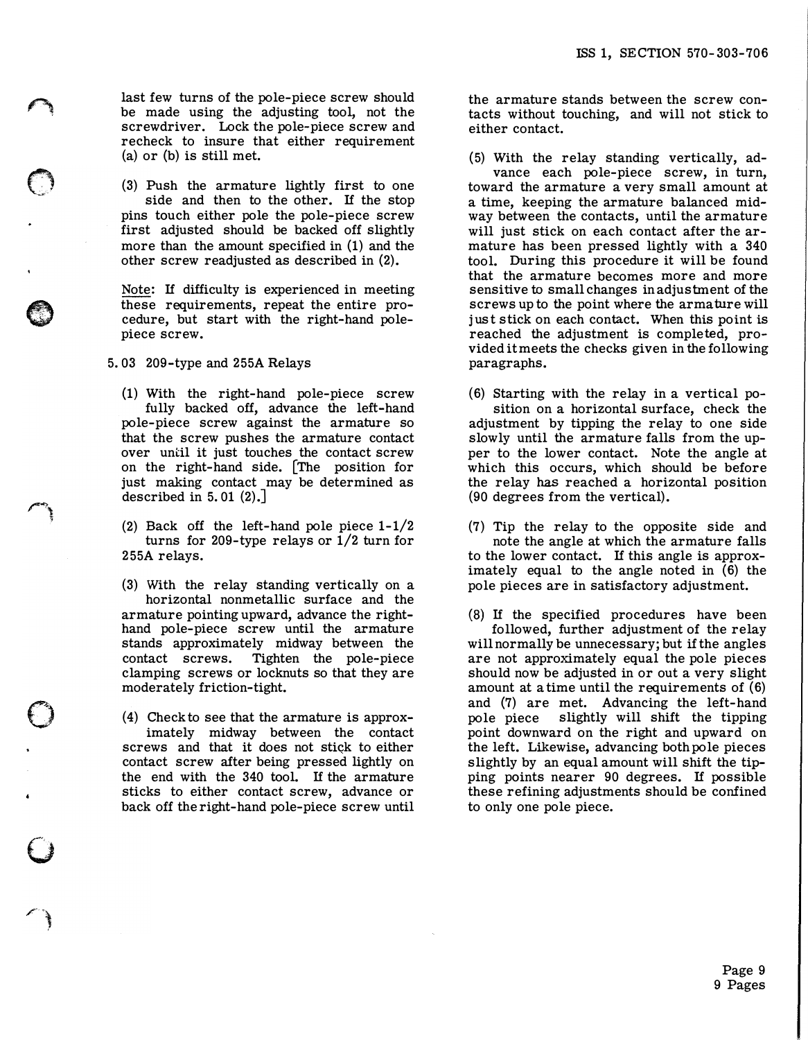last few turns of the pole-piece screw should be made using the adjusting tool, not the screwdriver. Lock the pole-piece screw and recheck to insure that either requirement (a) or (b) is still met.

(3) Push the armature lightly first to one side and then to the other. If the stop pins touch either pole the pole-piece screw first adjusted should be backed off slightly more than the amount specified in (1) and the other screw readjusted as described in (2).

Note: If difficulty is experienced in meeting these requirements, repeat the entire procedure, but start with the right-hand pole-piece screw.

5.03 209-type and 255A Relays

(1) With the right-hand pole-piece screw fully backed off, advance the left-hand pole-piece screw against the armature so that the screw pushes the armature contact over until it just touches the contact screw on the right-hand side. [The position for just making contact may be determined as described in 5.01 (2).]

(2) Back off the left-hand pole piece 1-1/2 turns for 209-type relays or 1/2 turn for 255A relays.

(3) With the relay standing vertically on a horizontal nonmetallic surface and the armature pointing upward, advance the right-hand pole-piece screw until the armature stands approximately midway between the contact screws. Tighten the pole-piece clamping screws or locknuts so that they are moderately friction-tight.

(4) Check to see that the armature is approximately midway between the contact screws and that it does not stick to either contact screw after being pressed lightly on the end with the 340 tool. If the armature sticks to either contact screw, advance or back off the right-hand pole-piece screw until the armature stands between the screw contacts without touching, and will not stick to either contact.

(5) With the relay standing vertically, advance each pole-piece screw, in turn, toward the armature a very small amount at a time, keeping the armature balanced midway between the contacts, until the armature will just stick on each contact after the armature has been pressed lightly with a 340 tool. During this procedure it will be found that the armature becomes more and more sensitive to small changes in adjustment of the screws up to the point where the armature will just stick on each contact. When this point is reached the adjustment is completed, provided it meets the checks given in the following paragraphs.

(6) Starting with the relay in a vertical position on a horizontal surface, check the adjustment by tipping the relay to one side slowly until the armature falls from the upper to the lower contact. Note the angle at which this occurs, which should be before the relay has reached a horizontal position (90 degrees from the vertical).

(7) Tip the relay to the opposite side and note the angle at which the armature falls to the lower contact. If this angle is approximately equal to the angle noted in (6) the pole pieces are in satisfactory adjustment.

(8) If the specified procedures have been followed, further adjustment of the relay will normally be unnecessary; but if the angles are not approximately equal the pole pieces should now be adjusted in or out a very slight amount at a time until the requirements of (6) and (7) are met. Advancing the left-hand pole piece slightly will shift the tipping point downward on the right and upward on the left. Likewise, advancing both pole pieces slightly by an equal amount will shift the tipping points nearer 90 degrees. If possible these refining adjustments should be confined to only one pole piece.